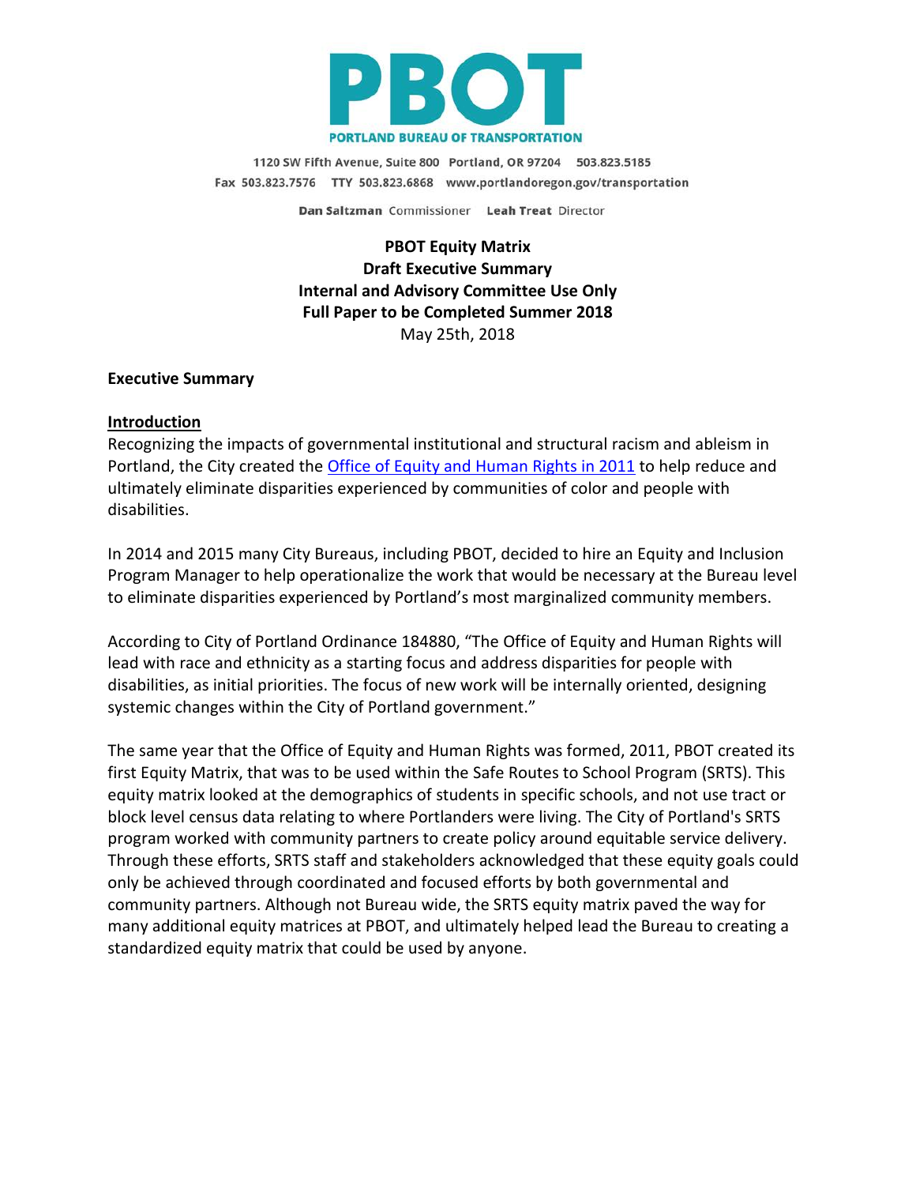**PBOT**

**PORTLAND BUREAU OF TRANSPORTATION**

1120 SW Fifth Avenue, Suite 800 Portland, OR 97204 503.823.5185
Fax 503.823.7576 TTY 503.823.6868 www.portlandoregon.gov/transportation

**Dan Saltzman** Commissioner **Leah Treat** Director

**PBOT Equity Matrix**
**Draft Executive Summary**
**Internal and Advisory Committee Use Only**
**Full Paper to be Completed Summer 2018**
May 25th, 2018

**Executive Summary**

**Introduction**

Recognizing the impacts of governmental institutional and structural racism and ableism in Portland, the City created the [Office of Equity and Human Rights in 2011] to help reduce and ultimately eliminate disparities experienced by communities of color and people with disabilities.

In 2014 and 2015 many City Bureaus, including PBOT, decided to hire an Equity and Inclusion Program Manager to help operationalize the work that would be necessary at the Bureau level to eliminate disparities experienced by Portland's most marginalized community members.

According to City of Portland Ordinance 184880, "The Office of Equity and Human Rights will lead with race and ethnicity as a starting focus and address disparities for people with disabilities, as initial priorities. The focus of new work will be internally oriented, designing systemic changes within the City of Portland government."

The same year that the Office of Equity and Human Rights was formed, 2011, PBOT created its first Equity Matrix, that was to be used within the Safe Routes to School Program (SRTS). This equity matrix looked at the demographics of students in specific schools, and not use tract or block level census data relating to where Portlanders were living. The City of Portland's SRTS program worked with community partners to create policy around equitable service delivery. Through these efforts, SRTS staff and stakeholders acknowledged that these equity goals could only be achieved through coordinated and focused efforts by both governmental and community partners. Although not Bureau wide, the SRTS equity matrix paved the way for many additional equity matrices at PBOT, and ultimately helped lead the Bureau to creating a standardized equity matrix that could be used by anyone.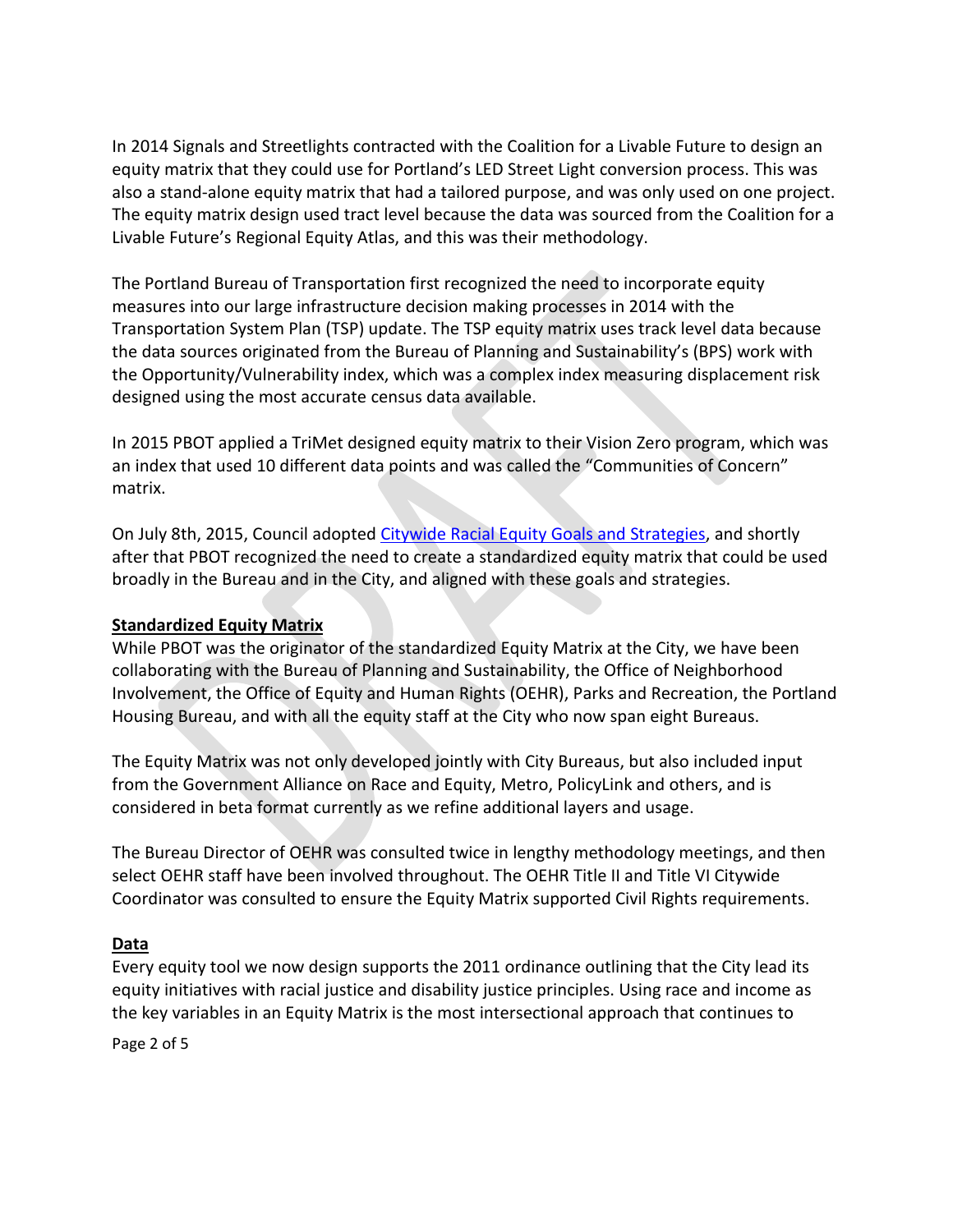In 2014 Signals and Streetlights contracted with the Coalition for a Livable Future to design an equity matrix that they could use for Portland's LED Street Light conversion process. This was also a stand-alone equity matrix that had a tailored purpose, and was only used on one project. The equity matrix design used tract level because the data was sourced from the Coalition for a Livable Future's Regional Equity Atlas, and this was their methodology.

The Portland Bureau of Transportation first recognized the need to incorporate equity measures into our large infrastructure decision making processes in 2014 with the Transportation System Plan (TSP) update. The TSP equity matrix uses track level data because the data sources originated from the Bureau of Planning and Sustainability's (BPS) work with the Opportunity/Vulnerability index, which was a complex index measuring displacement risk designed using the most accurate census data available.

In 2015 PBOT applied a TriMet designed equity matrix to their Vision Zero program, which was an index that used 10 different data points and was called the "Communities of Concern" matrix.

On July 8th, 2015, Council adopted [Citywide Racial Equity Goals and Strategies](), and shortly after that PBOT recognized the need to create a standardized equity matrix that could be used broadly in the Bureau and in the City, and aligned with these goals and strategies.

**<u>Standardized Equity Matrix</u>**

While PBOT was the originator of the standardized Equity Matrix at the City, we have been collaborating with the Bureau of Planning and Sustainability, the Office of Neighborhood Involvement, the Office of Equity and Human Rights (OEHR), Parks and Recreation, the Portland Housing Bureau, and with all the equity staff at the City who now span eight Bureaus.

The Equity Matrix was not only developed jointly with City Bureaus, but also included input from the Government Alliance on Race and Equity, Metro, PolicyLink and others, and is considered in beta format currently as we refine additional layers and usage.

The Bureau Director of OEHR was consulted twice in lengthy methodology meetings, and then select OEHR staff have been involved throughout. The OEHR Title II and Title VI Citywide Coordinator was consulted to ensure the Equity Matrix supported Civil Rights requirements.

**<u>Data</u>**

Every equity tool we now design supports the 2011 ordinance outlining that the City lead its equity initiatives with racial justice and disability justice principles. Using race and income as the key variables in an Equity Matrix is the most intersectional approach that continues to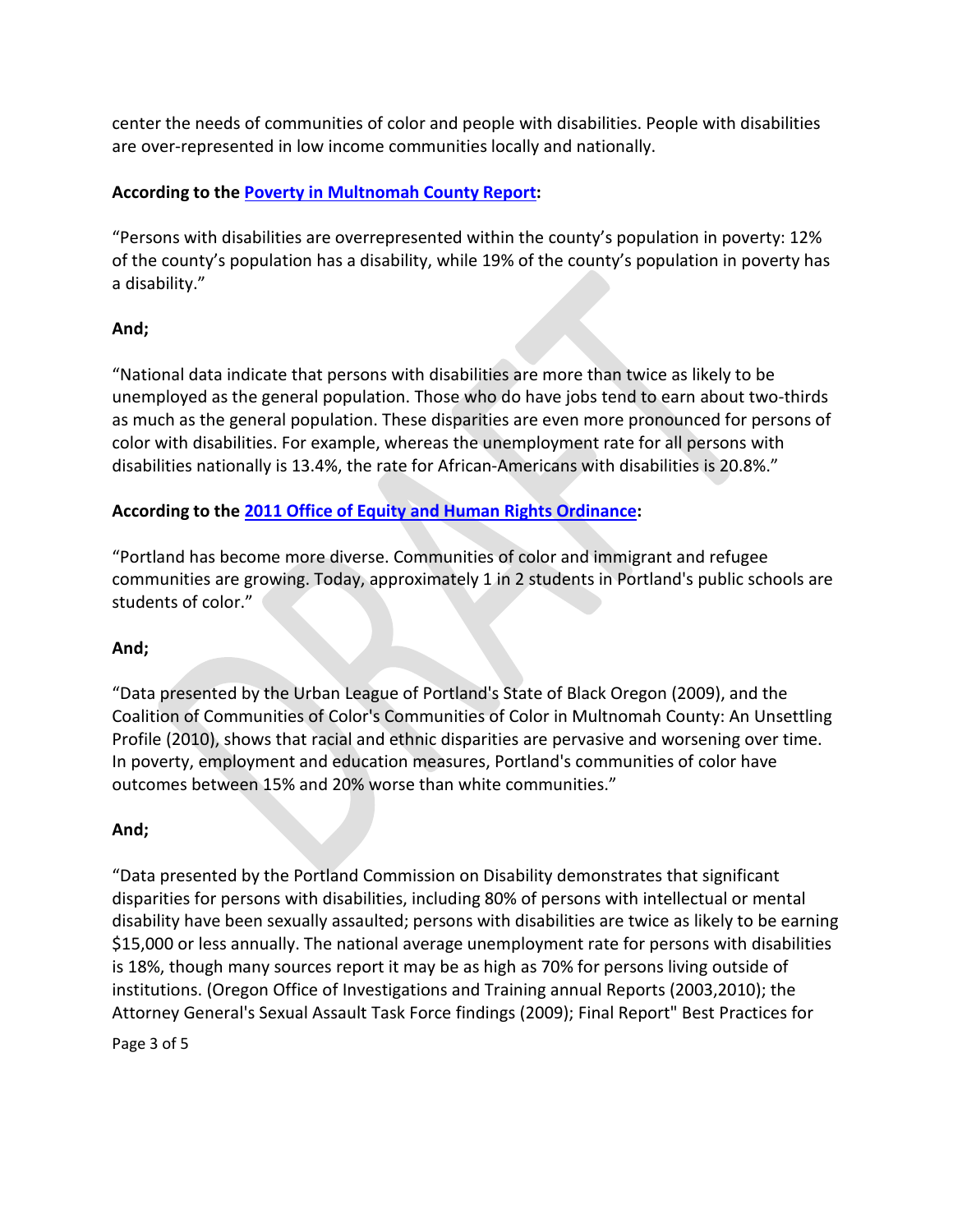center the needs of communities of color and people with disabilities. People with disabilities are over-represented in low income communities locally and nationally.

**According to the [Poverty in Multnomah County Report](#):**

"Persons with disabilities are overrepresented within the county's population in poverty: 12% of the county's population has a disability, while 19% of the county's population in poverty has a disability."

**And;**

"National data indicate that persons with disabilities are more than twice as likely to be unemployed as the general population. Those who do have jobs tend to earn about two-thirds as much as the general population. These disparities are even more pronounced for persons of color with disabilities. For example, whereas the unemployment rate for all persons with disabilities nationally is 13.4%, the rate for African-Americans with disabilities is 20.8%."

**According to the [2011 Office of Equity and Human Rights Ordinance](#):**

"Portland has become more diverse. Communities of color and immigrant and refugee communities are growing. Today, approximately 1 in 2 students in Portland's public schools are students of color."

**And;**

"Data presented by the Urban League of Portland's State of Black Oregon (2009), and the Coalition of Communities of Color's Communities of Color in Multnomah County: An Unsettling Profile (2010), shows that racial and ethnic disparities are pervasive and worsening over time. In poverty, employment and education measures, Portland's communities of color have outcomes between 15% and 20% worse than white communities."

**And;**

"Data presented by the Portland Commission on Disability demonstrates that significant disparities for persons with disabilities, including 80% of persons with intellectual or mental disability have been sexually assaulted; persons with disabilities are twice as likely to be earning $15,000 or less annually. The national average unemployment rate for persons with disabilities is 18%, though many sources report it may be as high as 70% for persons living outside of institutions. (Oregon Office of Investigations and Training annual Reports (2003,2010); the Attorney General's Sexual Assault Task Force findings (2009); Final Report" Best Practices for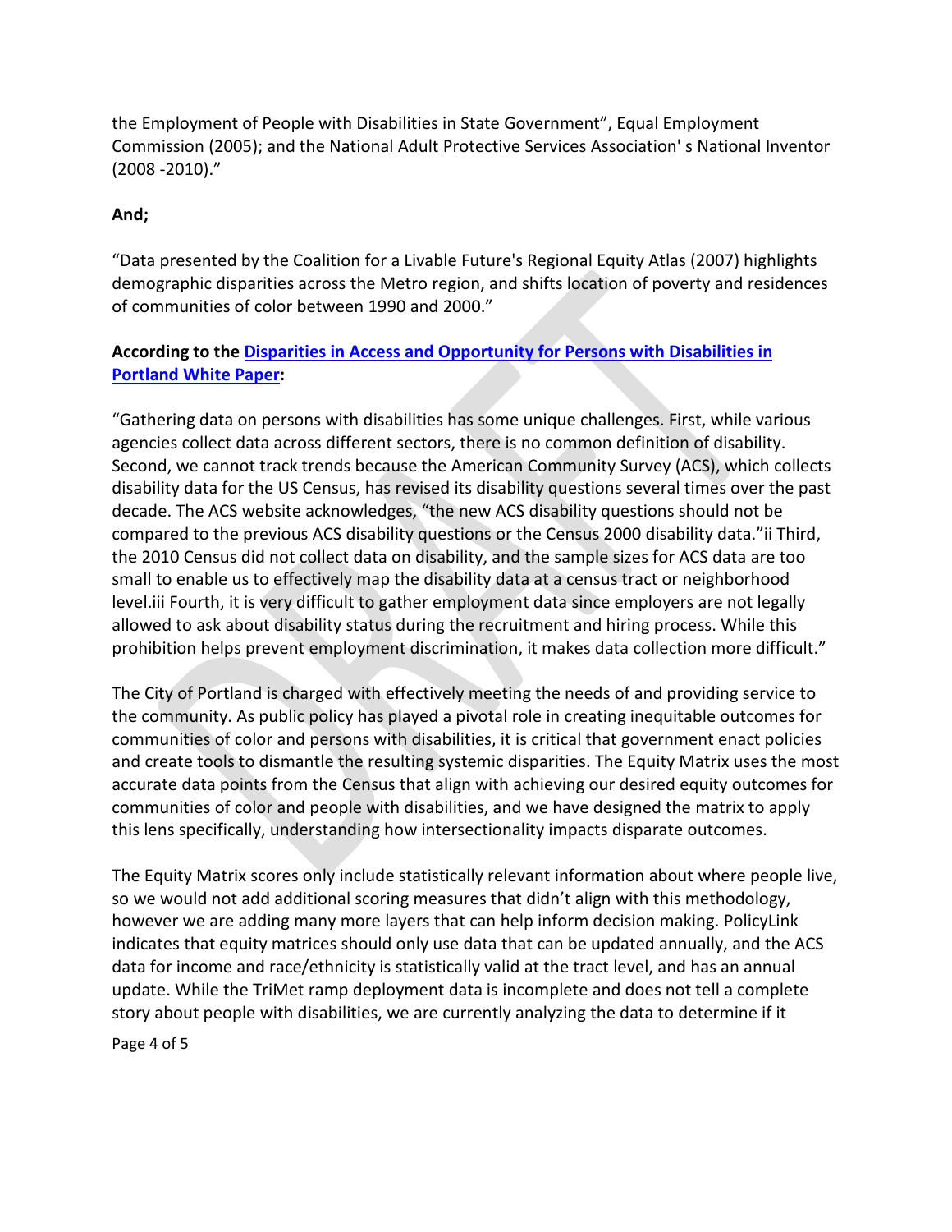the Employment of People with Disabilities in State Government", Equal Employment Commission (2005); and the National Adult Protective Services Association' s National Inventor (2008 -2010)."

**And;**

"Data presented by the Coalition for a Livable Future's Regional Equity Atlas (2007) highlights demographic disparities across the Metro region, and shifts location of poverty and residences of communities of color between 1990 and 2000."

**According to the Disparities in Access and Opportunity for Persons with Disabilities in Portland White Paper:**

"Gathering data on persons with disabilities has some unique challenges. First, while various agencies collect data across different sectors, there is no common definition of disability. Second, we cannot track trends because the American Community Survey (ACS), which collects disability data for the US Census, has revised its disability questions several times over the past decade. The ACS website acknowledges, "the new ACS disability questions should not be compared to the previous ACS disability questions or the Census 2000 disability data."[ii] Third, the 2010 Census did not collect data on disability, and the sample sizes for ACS data are too small to enable us to effectively map the disability data at a census tract or neighborhood level.[iii] Fourth, it is very difficult to gather employment data since employers are not legally allowed to ask about disability status during the recruitment and hiring process. While this prohibition helps prevent employment discrimination, it makes data collection more difficult."

The City of Portland is charged with effectively meeting the needs of and providing service to the community. As public policy has played a pivotal role in creating inequitable outcomes for communities of color and persons with disabilities, it is critical that government enact policies and create tools to dismantle the resulting systemic disparities. The Equity Matrix uses the most accurate data points from the Census that align with achieving our desired equity outcomes for communities of color and people with disabilities, and we have designed the matrix to apply this lens specifically, understanding how intersectionality impacts disparate outcomes.

The Equity Matrix scores only include statistically relevant information about where people live, so we would not add additional scoring measures that didn't align with this methodology, however we are adding many more layers that can help inform decision making. PolicyLink indicates that equity matrices should only use data that can be updated annually, and the ACS data for income and race/ethnicity is statistically valid at the tract level, and has an annual update. While the TriMet ramp deployment data is incomplete and does not tell a complete story about people with disabilities, we are currently analyzing the data to determine if it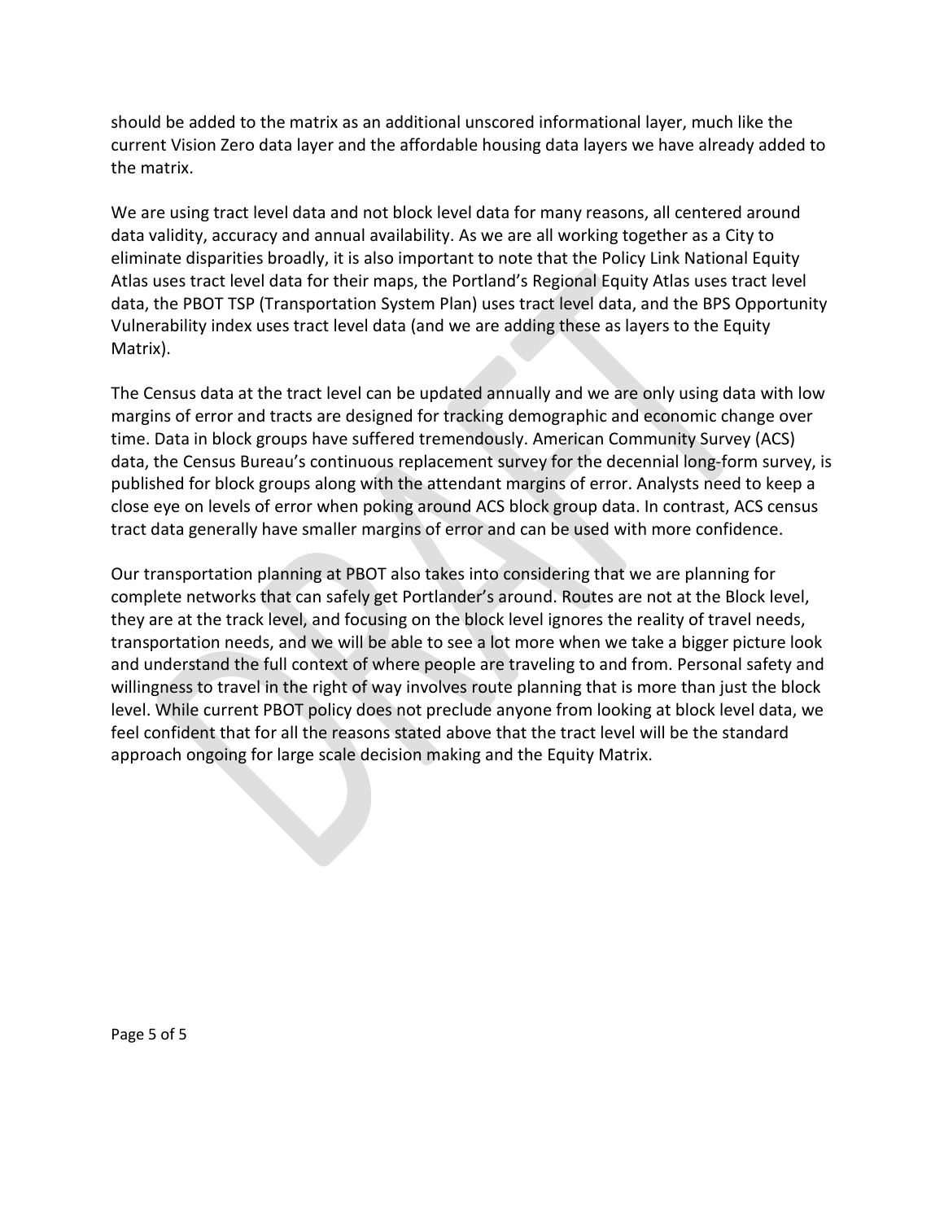should be added to the matrix as an additional unscored informational layer, much like the current Vision Zero data layer and the affordable housing data layers we have already added to the matrix.

We are using tract level data and not block level data for many reasons, all centered around data validity, accuracy and annual availability. As we are all working together as a City to eliminate disparities broadly, it is also important to note that the Policy Link National Equity Atlas uses tract level data for their maps, the Portland's Regional Equity Atlas uses tract level data, the PBOT TSP (Transportation System Plan) uses tract level data, and the BPS Opportunity Vulnerability index uses tract level data (and we are adding these as layers to the Equity Matrix).

The Census data at the tract level can be updated annually and we are only using data with low margins of error and tracts are designed for tracking demographic and economic change over time. Data in block groups have suffered tremendously. American Community Survey (ACS) data, the Census Bureau's continuous replacement survey for the decennial long-form survey, is published for block groups along with the attendant margins of error. Analysts need to keep a close eye on levels of error when poking around ACS block group data. In contrast, ACS census tract data generally have smaller margins of error and can be used with more confidence.

Our transportation planning at PBOT also takes into considering that we are planning for complete networks that can safely get Portlander's around. Routes are not at the Block level, they are at the track level, and focusing on the block level ignores the reality of travel needs, transportation needs, and we will be able to see a lot more when we take a bigger picture look and understand the full context of where people are traveling to and from. Personal safety and willingness to travel in the right of way involves route planning that is more than just the block level. While current PBOT policy does not preclude anyone from looking at block level data, we feel confident that for all the reasons stated above that the tract level will be the standard approach ongoing for large scale decision making and the Equity Matrix.